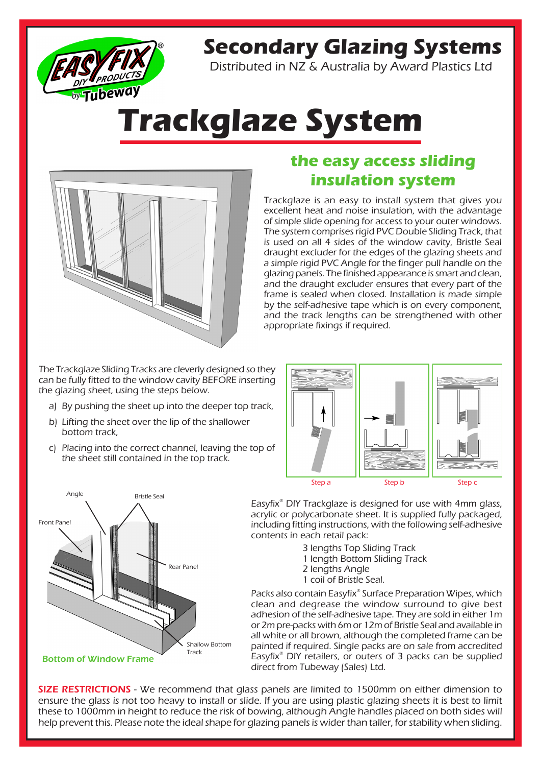# Secondary Glazing Systems

Distributed in NZ & Australia by Award Plastics Ltd

# Trackglaze System

## the easy access sliding insulation system

Trackglaze is an easy to install system that gives you excellent heat and noise insulation, with the advantage of simple slide opening for access to your outer windows. The system comprises rigid PVC Double Sliding Track, that is used on all 4 sides of the window cavity, Bristle Seal draught excluder for the edges of the glazing sheets and a simple rigid PVC Angle for the finger pull handle on the glazing panels. The finished appearance is smart and clean, and the draught excluder ensures that every part of the frame is sealed when closed. Installation is made simple by the self-adhesive tape which is on every component, and the track lengths can be strengthened with other appropriate fixings if required.

The Trackglaze Sliding Tracks are cleverly designed so they can be fully fitted to the window cavity BEFORE inserting the glazing sheet, using the steps below.

a) By pushing the sheet up into the deeper top track,

b) Lifting the sheet over the lip of the shallower bottom track,

c) Placing into the correct channel, leaving the top of the sheet still contained in the top track.

Step a Step b Step c

Angle · Bristle Seal · Front Panel · Rear Panel · Shallow Bottom Track

**Bottom of Window Frame**

Easyfix® DIY Trackglaze is designed for use with 4mm glass, acrylic or polycarbonate sheet. It is supplied fully packaged, including fitting instructions, with the following self-adhesive contents in each retail pack:

- 3 lengths Top Sliding Track
- 1 length Bottom Sliding Track
- 2 lengths Angle
- 1 coil of Bristle Seal.

Packs also contain Easyfix® Surface Preparation Wipes, which clean and degrease the window surround to give best adhesion of the self-adhesive tape. They are sold in either 1m or 2m pre-packs with 6m or 12m of Bristle Seal and available in all white or all brown, although the completed frame can be painted if required. Single packs are on sale from accredited Easyfix® DIY retailers, or outers of 3 packs can be supplied direct from Tubeway (Sales) Ltd.

**SIZE RESTRICTIONS** - We recommend that glass panels are limited to 1500mm on either dimension to ensure the glass is not too heavy to install or slide. If you are using plastic glazing sheets it is best to limit these to 1000mm in height to reduce the risk of bowing, although Angle handles placed on both sides will help prevent this. Please note the ideal shape for glazing panels is wider than taller, for stability when sliding.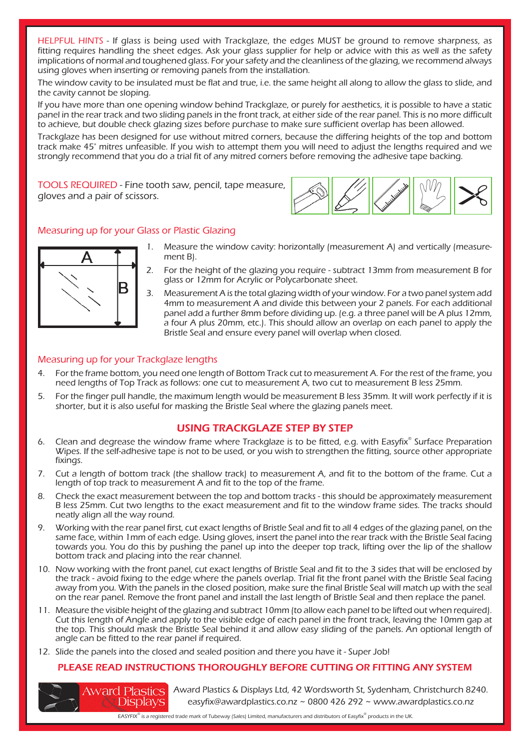HELPFUL HINTS - If glass is being used with Trackglaze, the edges MUST be ground to remove sharpness, as fitting requires handling the sheet edges. Ask your glass supplier for help or advice with this as well as the safety implications of normal and toughened glass. For your safety and the cleanliness of the glazing, we recommend always using gloves when inserting or removing panels from the installation.

The window cavity to be insulated must be flat and true, i.e. the same height all along to allow the glass to slide, and the cavity cannot be sloping.

If you have more than one opening window behind Trackglaze, or purely for aesthetics, it is possible to have a static panel in the rear track and two sliding panels in the front track, at either side of the rear panel. This is no more difficult to achieve, but double check glazing sizes before purchase to make sure sufficient overlap has been allowed.

Trackglaze has been designed for use without mitred corners, because the differing heights of the top and bottom track make 45° mitres unfeasible. If you wish to attempt them you will need to adjust the lengths required and we strongly recommend that you do a trial fit of any mitred corners before removing the adhesive tape backing.

TOOLS REQUIRED - Fine tooth saw, pencil, tape measure, gloves and a pair of scissors.

## Measuring up for your Glass or Plastic Glazing

A

B

1. Measure the window cavity: horizontally (measurement A) and vertically (measurement B).
2. For the height of the glazing you require - subtract 13mm from measurement B for glass or 12mm for Acrylic or Polycarbonate sheet.
3. Measurement A is the total glazing width of your window. For a two panel system add 4mm to measurement A and divide this between your 2 panels. For each additional panel add a further 8mm before dividing up. (e.g. a three panel will be A plus 12mm, a four A plus 20mm, etc.). This should allow an overlap on each panel to apply the Bristle Seal and ensure every panel will overlap when closed.

## Measuring up for your Trackglaze lengths

4. For the frame bottom, you need one length of Bottom Track cut to measurement A. For the rest of the frame, you need lengths of Top Track as follows: one cut to measurement A, two cut to measurement B less 25mm.
5. For the finger pull handle, the maximum length would be measurement B less 35mm. It will work perfectly if it is shorter, but it is also useful for masking the Bristle Seal where the glazing panels meet.

## USING TRACKGLAZE STEP BY STEP

6. Clean and degrease the window frame where Trackglaze is to be fitted, e.g. with Easyfix® Surface Preparation Wipes. If the self-adhesive tape is not to be used, or you wish to strengthen the fitting, source other appropriate fixings.
7. Cut a length of bottom track (the shallow track) to measurement A, and fit to the bottom of the frame. Cut a length of top track to measurement A and fit to the top of the frame.
8. Check the exact measurement between the top and bottom tracks - this should be approximately measurement B less 25mm. Cut two lengths to the exact measurement and fit to the window frame sides. The tracks should neatly align all the way round.
9. Working with the rear panel first, cut exact lengths of Bristle Seal and fit to all 4 edges of the glazing panel, on the same face, within 1mm of each edge. Using gloves, insert the panel into the rear track with the Bristle Seal facing towards you. You do this by pushing the panel up into the deeper top track, lifting over the lip of the shallow bottom track and placing into the rear channel.
10. Now working with the front panel, cut exact lengths of Bristle Seal and fit to the 3 sides that will be enclosed by the track - avoid fixing to the edge where the panels overlap. Trial fit the front panel with the Bristle Seal facing away from you. With the panels in the closed position, make sure the final Bristle Seal will match up with the seal on the rear panel. Remove the front panel and install the last length of Bristle Seal and then replace the panel.
11. Measure the visible height of the glazing and subtract 10mm (to allow each panel to be lifted out when required). Cut this length of Angle and apply to the visible edge of each panel in the front track, leaving the 10mm gap at the top. This should mask the Bristle Seal behind it and allow easy sliding of the panels. An optional length of angle can be fitted to the rear panel if required.
12. Slide the panels into the closed and sealed position and there you have it - Super Job!

**PLEASE READ INSTRUCTIONS THOROUGHLY BEFORE CUTTING OR FITTING ANY SYSTEM**

Award Plastics & Displays

Award Plastics & Displays Ltd, 42 Wordsworth St, Sydenham, Christchurch 8240.
easyfix@awardplastics.co.nz ~ 0800 426 292 ~ www.awardplastics.co.nz

EASYFIX® is a registered trade mark of Tubeway (Sales) Limited, manufacturers and distributors of Easyfix® products in the UK.